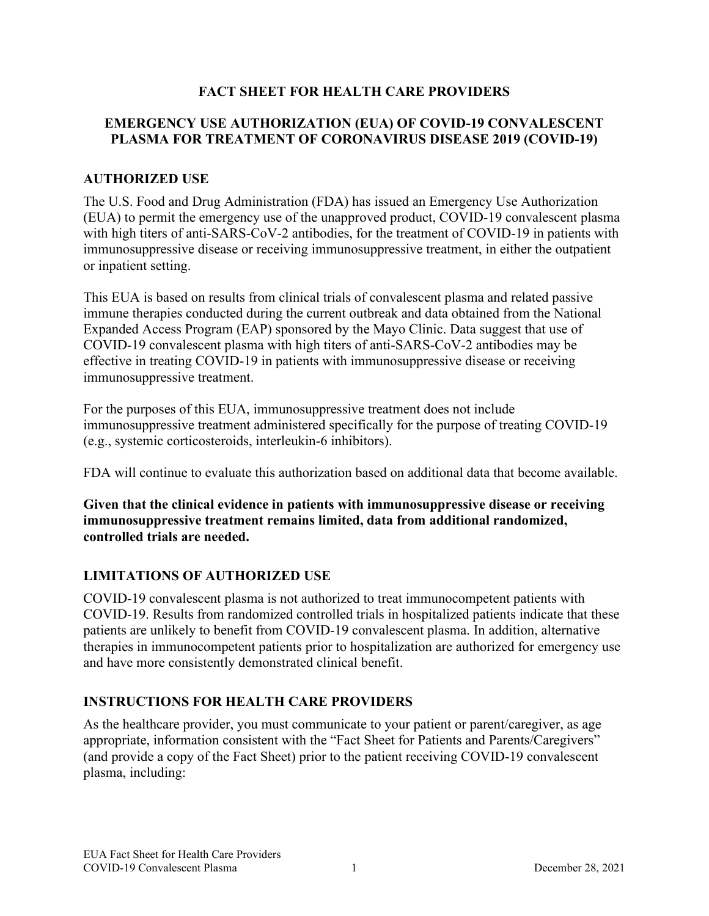# FACT SHEET FOR HEALTH CARE PROVIDERS

## EMERGENCY USE AUTHORIZATION (EUA) OF COVID-19 CONVALESCENT PLASMA FOR TREATMENT OF CORONAVIRUS DISEASE 2019 (COVID-19)

### AUTHORIZED USE

The U.S. Food and Drug Administration (FDA) has issued an Emergency Use Authorization (EUA) to permit the emergency use of the unapproved product, COVID-19 convalescent plasma with high titers of anti-SARS-CoV-2 antibodies, for the treatment of COVID-19 in patients with immunosuppressive disease or receiving immunosuppressive treatment, in either the outpatient or inpatient setting.

This EUA is based on results from clinical trials of convalescent plasma and related passive immune therapies conducted during the current outbreak and data obtained from the National Expanded Access Program (EAP) sponsored by the Mayo Clinic. Data suggest that use of COVID-19 convalescent plasma with high titers of anti-SARS-CoV-2 antibodies may be effective in treating COVID-19 in patients with immunosuppressive disease or receiving immunosuppressive treatment.

For the purposes of this EUA, immunosuppressive treatment does not include immunosuppressive treatment administered specifically for the purpose of treating COVID-19 (e.g., systemic corticosteroids, interleukin-6 inhibitors).

FDA will continue to evaluate this authorization based on additional data that become available.

**Given that the clinical evidence in patients with immunosuppressive disease or receiving immunosuppressive treatment remains limited, data from additional randomized, controlled trials are needed.**

### LIMITATIONS OF AUTHORIZED USE

COVID-19 convalescent plasma is not authorized to treat immunocompetent patients with COVID-19. Results from randomized controlled trials in hospitalized patients indicate that these patients are unlikely to benefit from COVID-19 convalescent plasma. In addition, alternative therapies in immunocompetent patients prior to hospitalization are authorized for emergency use and have more consistently demonstrated clinical benefit.

### INSTRUCTIONS FOR HEALTH CARE PROVIDERS

As the healthcare provider, you must communicate to your patient or parent/caregiver, as age appropriate, information consistent with the "Fact Sheet for Patients and Parents/Caregivers" (and provide a copy of the Fact Sheet) prior to the patient receiving COVID-19 convalescent plasma, including: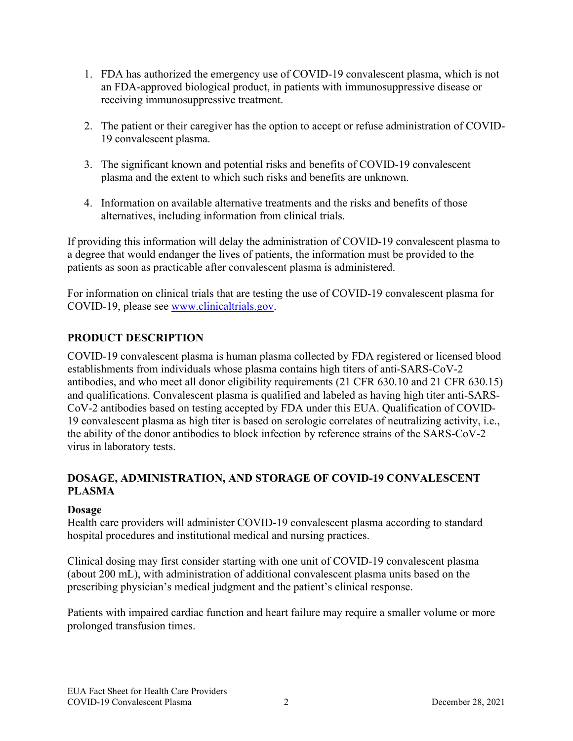1. FDA has authorized the emergency use of COVID-19 convalescent plasma, which is not an FDA-approved biological product, in patients with immunosuppressive disease or receiving immunosuppressive treatment.

2. The patient or their caregiver has the option to accept or refuse administration of COVID-19 convalescent plasma.

3. The significant known and potential risks and benefits of COVID-19 convalescent plasma and the extent to which such risks and benefits are unknown.

4. Information on available alternative treatments and the risks and benefits of those alternatives, including information from clinical trials.

If providing this information will delay the administration of COVID-19 convalescent plasma to a degree that would endanger the lives of patients, the information must be provided to the patients as soon as practicable after convalescent plasma is administered.

For information on clinical trials that are testing the use of COVID-19 convalescent plasma for COVID-19, please see www.clinicaltrials.gov.

## PRODUCT DESCRIPTION

COVID-19 convalescent plasma is human plasma collected by FDA registered or licensed blood establishments from individuals whose plasma contains high titers of anti-SARS-CoV-2 antibodies, and who meet all donor eligibility requirements (21 CFR 630.10 and 21 CFR 630.15) and qualifications. Convalescent plasma is qualified and labeled as having high titer anti-SARS-CoV-2 antibodies based on testing accepted by FDA under this EUA. Qualification of COVID-19 convalescent plasma as high titer is based on serologic correlates of neutralizing activity, i.e., the ability of the donor antibodies to block infection by reference strains of the SARS-CoV-2 virus in laboratory tests.

## DOSAGE, ADMINISTRATION, AND STORAGE OF COVID-19 CONVALESCENT PLASMA

### Dosage

Health care providers will administer COVID-19 convalescent plasma according to standard hospital procedures and institutional medical and nursing practices.

Clinical dosing may first consider starting with one unit of COVID-19 convalescent plasma (about 200 mL), with administration of additional convalescent plasma units based on the prescribing physician's medical judgment and the patient's clinical response.

Patients with impaired cardiac function and heart failure may require a smaller volume or more prolonged transfusion times.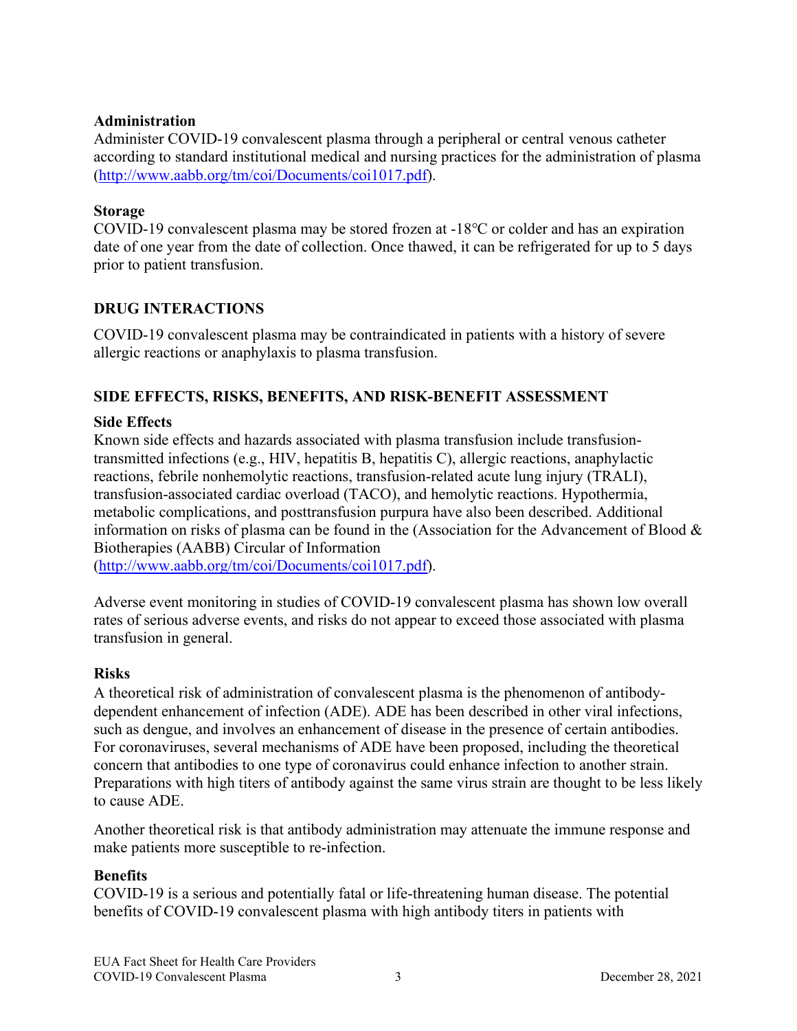**Administration**

Administer COVID-19 convalescent plasma through a peripheral or central venous catheter according to standard institutional medical and nursing practices for the administration of plasma (http://www.aabb.org/tm/coi/Documents/coi1017.pdf).

**Storage**

COVID-19 convalescent plasma may be stored frozen at -18°C or colder and has an expiration date of one year from the date of collection. Once thawed, it can be refrigerated for up to 5 days prior to patient transfusion.

## DRUG INTERACTIONS

COVID-19 convalescent plasma may be contraindicated in patients with a history of severe allergic reactions or anaphylaxis to plasma transfusion.

## SIDE EFFECTS, RISKS, BENEFITS, AND RISK-BENEFIT ASSESSMENT

**Side Effects**

Known side effects and hazards associated with plasma transfusion include transfusion-transmitted infections (e.g., HIV, hepatitis B, hepatitis C), allergic reactions, anaphylactic reactions, febrile nonhemolytic reactions, transfusion-related acute lung injury (TRALI), transfusion-associated cardiac overload (TACO), and hemolytic reactions. Hypothermia, metabolic complications, and posttransfusion purpura have also been described. Additional information on risks of plasma can be found in the (Association for the Advancement of Blood & Biotherapies (AABB) Circular of Information (http://www.aabb.org/tm/coi/Documents/coi1017.pdf).

Adverse event monitoring in studies of COVID-19 convalescent plasma has shown low overall rates of serious adverse events, and risks do not appear to exceed those associated with plasma transfusion in general.

**Risks**

A theoretical risk of administration of convalescent plasma is the phenomenon of antibody-dependent enhancement of infection (ADE). ADE has been described in other viral infections, such as dengue, and involves an enhancement of disease in the presence of certain antibodies. For coronaviruses, several mechanisms of ADE have been proposed, including the theoretical concern that antibodies to one type of coronavirus could enhance infection to another strain. Preparations with high titers of antibody against the same virus strain are thought to be less likely to cause ADE.

Another theoretical risk is that antibody administration may attenuate the immune response and make patients more susceptible to re-infection.

**Benefits**

COVID-19 is a serious and potentially fatal or life-threatening human disease. The potential benefits of COVID-19 convalescent plasma with high antibody titers in patients with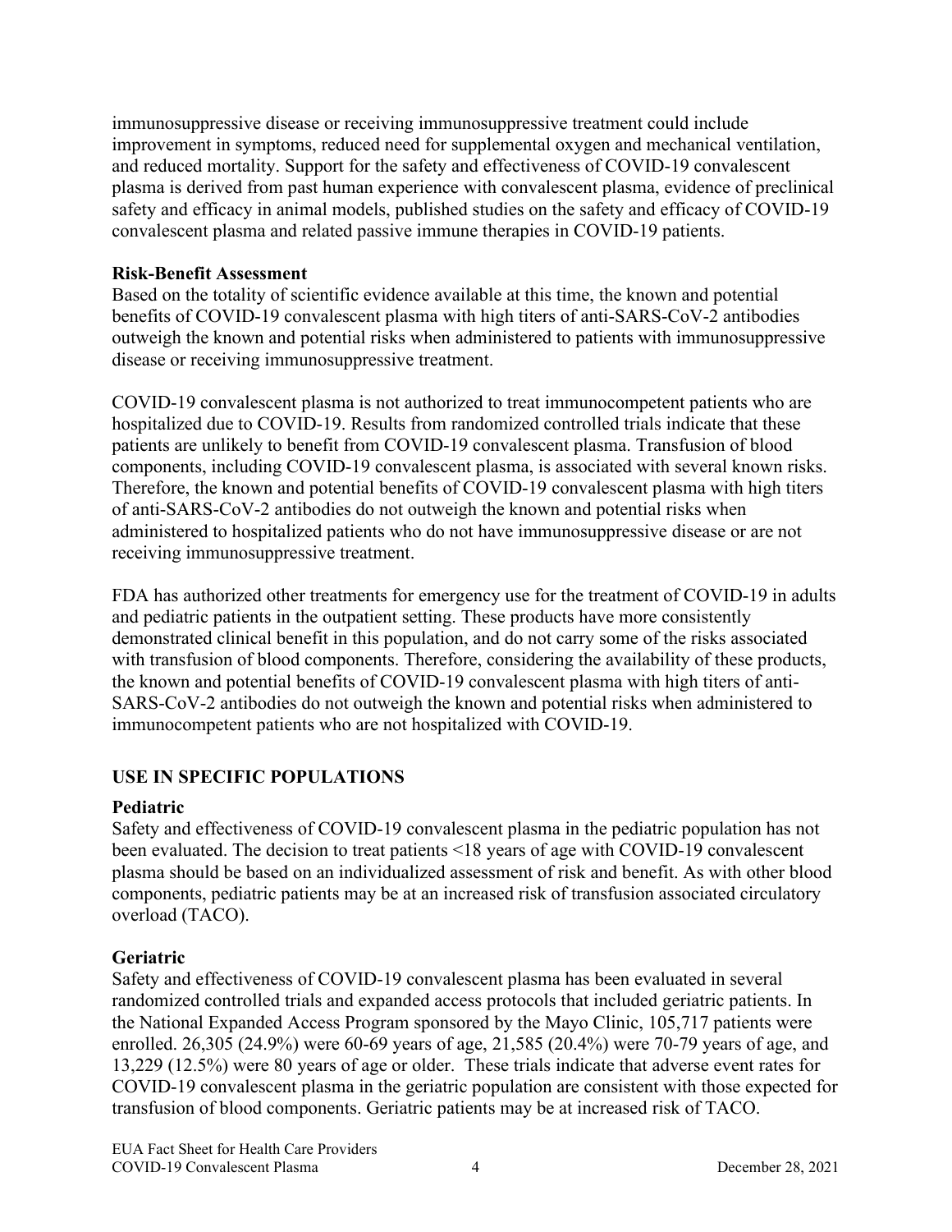immunosuppressive disease or receiving immunosuppressive treatment could include improvement in symptoms, reduced need for supplemental oxygen and mechanical ventilation, and reduced mortality. Support for the safety and effectiveness of COVID-19 convalescent plasma is derived from past human experience with convalescent plasma, evidence of preclinical safety and efficacy in animal models, published studies on the safety and efficacy of COVID-19 convalescent plasma and related passive immune therapies in COVID-19 patients.

**Risk-Benefit Assessment**

Based on the totality of scientific evidence available at this time, the known and potential benefits of COVID-19 convalescent plasma with high titers of anti-SARS-CoV-2 antibodies outweigh the known and potential risks when administered to patients with immunosuppressive disease or receiving immunosuppressive treatment.

COVID-19 convalescent plasma is not authorized to treat immunocompetent patients who are hospitalized due to COVID-19. Results from randomized controlled trials indicate that these patients are unlikely to benefit from COVID-19 convalescent plasma. Transfusion of blood components, including COVID-19 convalescent plasma, is associated with several known risks. Therefore, the known and potential benefits of COVID-19 convalescent plasma with high titers of anti-SARS-CoV-2 antibodies do not outweigh the known and potential risks when administered to hospitalized patients who do not have immunosuppressive disease or are not receiving immunosuppressive treatment.

FDA has authorized other treatments for emergency use for the treatment of COVID-19 in adults and pediatric patients in the outpatient setting. These products have more consistently demonstrated clinical benefit in this population, and do not carry some of the risks associated with transfusion of blood components. Therefore, considering the availability of these products, the known and potential benefits of COVID-19 convalescent plasma with high titers of anti-SARS-CoV-2 antibodies do not outweigh the known and potential risks when administered to immunocompetent patients who are not hospitalized with COVID-19.

## USE IN SPECIFIC POPULATIONS

**Pediatric**

Safety and effectiveness of COVID-19 convalescent plasma in the pediatric population has not been evaluated. The decision to treat patients <18 years of age with COVID-19 convalescent plasma should be based on an individualized assessment of risk and benefit. As with other blood components, pediatric patients may be at an increased risk of transfusion associated circulatory overload (TACO).

**Geriatric**

Safety and effectiveness of COVID-19 convalescent plasma has been evaluated in several randomized controlled trials and expanded access protocols that included geriatric patients. In the National Expanded Access Program sponsored by the Mayo Clinic, 105,717 patients were enrolled. 26,305 (24.9%) were 60-69 years of age, 21,585 (20.4%) were 70-79 years of age, and 13,229 (12.5%) were 80 years of age or older. These trials indicate that adverse event rates for COVID-19 convalescent plasma in the geriatric population are consistent with those expected for transfusion of blood components. Geriatric patients may be at increased risk of TACO.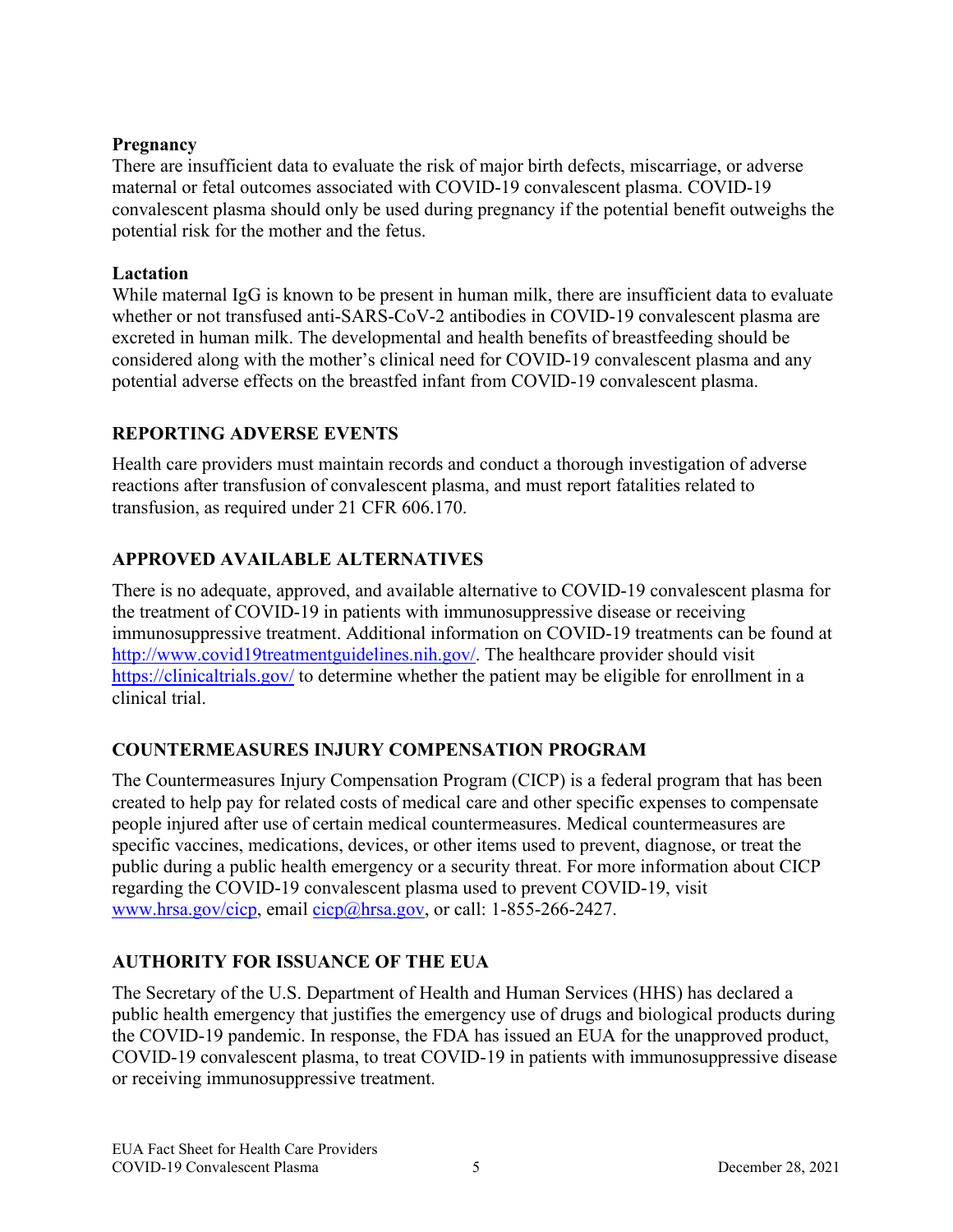**Pregnancy**

There are insufficient data to evaluate the risk of major birth defects, miscarriage, or adverse maternal or fetal outcomes associated with COVID-19 convalescent plasma. COVID-19 convalescent plasma should only be used during pregnancy if the potential benefit outweighs the potential risk for the mother and the fetus.

**Lactation**

While maternal IgG is known to be present in human milk, there are insufficient data to evaluate whether or not transfused anti-SARS-CoV-2 antibodies in COVID-19 convalescent plasma are excreted in human milk. The developmental and health benefits of breastfeeding should be considered along with the mother's clinical need for COVID-19 convalescent plasma and any potential adverse effects on the breastfed infant from COVID-19 convalescent plasma.

## REPORTING ADVERSE EVENTS

Health care providers must maintain records and conduct a thorough investigation of adverse reactions after transfusion of convalescent plasma, and must report fatalities related to transfusion, as required under 21 CFR 606.170.

## APPROVED AVAILABLE ALTERNATIVES

There is no adequate, approved, and available alternative to COVID-19 convalescent plasma for the treatment of COVID-19 in patients with immunosuppressive disease or receiving immunosuppressive treatment. Additional information on COVID-19 treatments can be found at http://www.covid19treatmentguidelines.nih.gov/. The healthcare provider should visit https://clinicaltrials.gov/ to determine whether the patient may be eligible for enrollment in a clinical trial.

## COUNTERMEASURES INJURY COMPENSATION PROGRAM

The Countermeasures Injury Compensation Program (CICP) is a federal program that has been created to help pay for related costs of medical care and other specific expenses to compensate people injured after use of certain medical countermeasures. Medical countermeasures are specific vaccines, medications, devices, or other items used to prevent, diagnose, or treat the public during a public health emergency or a security threat. For more information about CICP regarding the COVID-19 convalescent plasma used to prevent COVID-19, visit www.hrsa.gov/cicp, email cicp@hrsa.gov, or call: 1-855-266-2427.

## AUTHORITY FOR ISSUANCE OF THE EUA

The Secretary of the U.S. Department of Health and Human Services (HHS) has declared a public health emergency that justifies the emergency use of drugs and biological products during the COVID-19 pandemic. In response, the FDA has issued an EUA for the unapproved product, COVID-19 convalescent plasma, to treat COVID-19 in patients with immunosuppressive disease or receiving immunosuppressive treatment.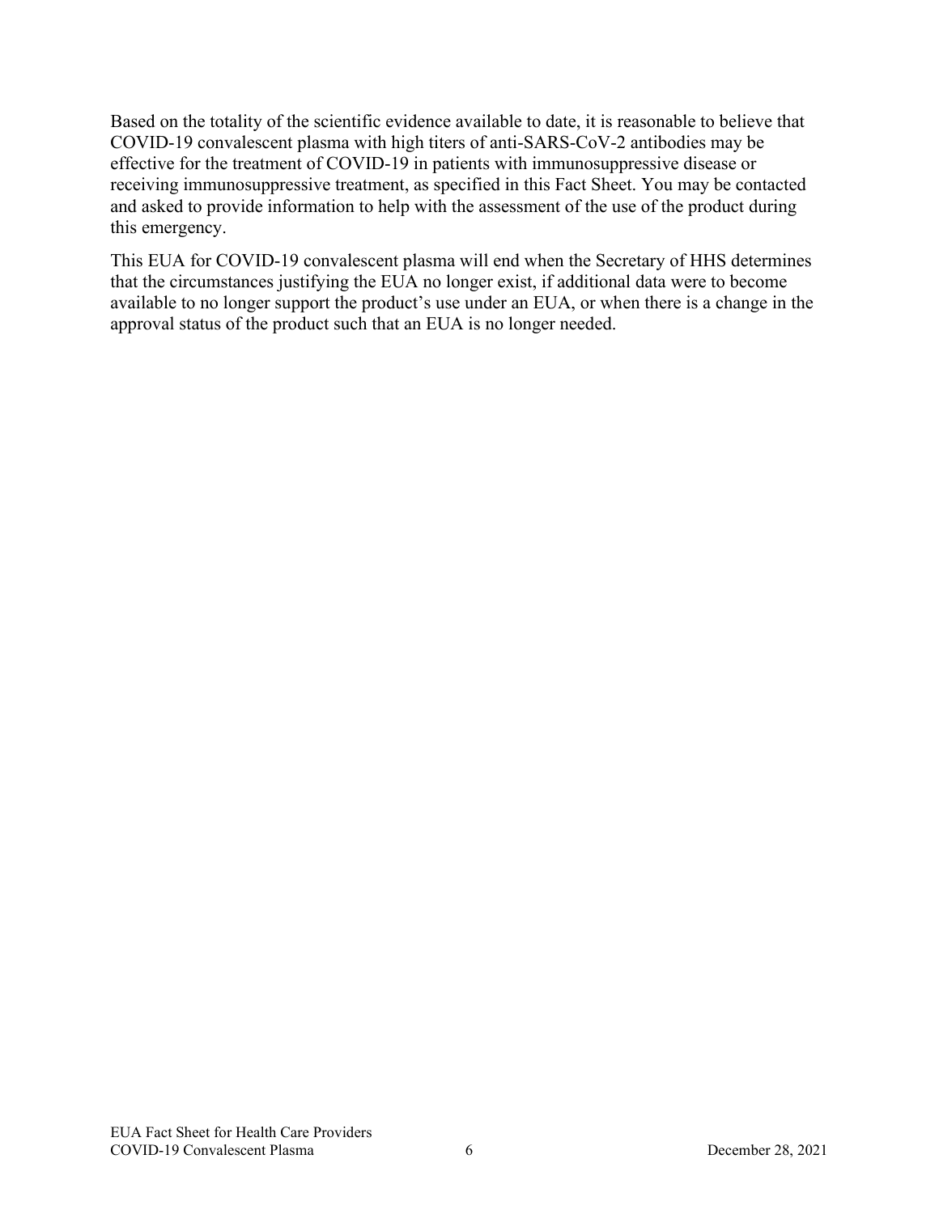Based on the totality of the scientific evidence available to date, it is reasonable to believe that COVID-19 convalescent plasma with high titers of anti-SARS-CoV-2 antibodies may be effective for the treatment of COVID-19 in patients with immunosuppressive disease or receiving immunosuppressive treatment, as specified in this Fact Sheet. You may be contacted and asked to provide information to help with the assessment of the use of the product during this emergency.

This EUA for COVID-19 convalescent plasma will end when the Secretary of HHS determines that the circumstances justifying the EUA no longer exist, if additional data were to become available to no longer support the product's use under an EUA, or when there is a change in the approval status of the product such that an EUA is no longer needed.